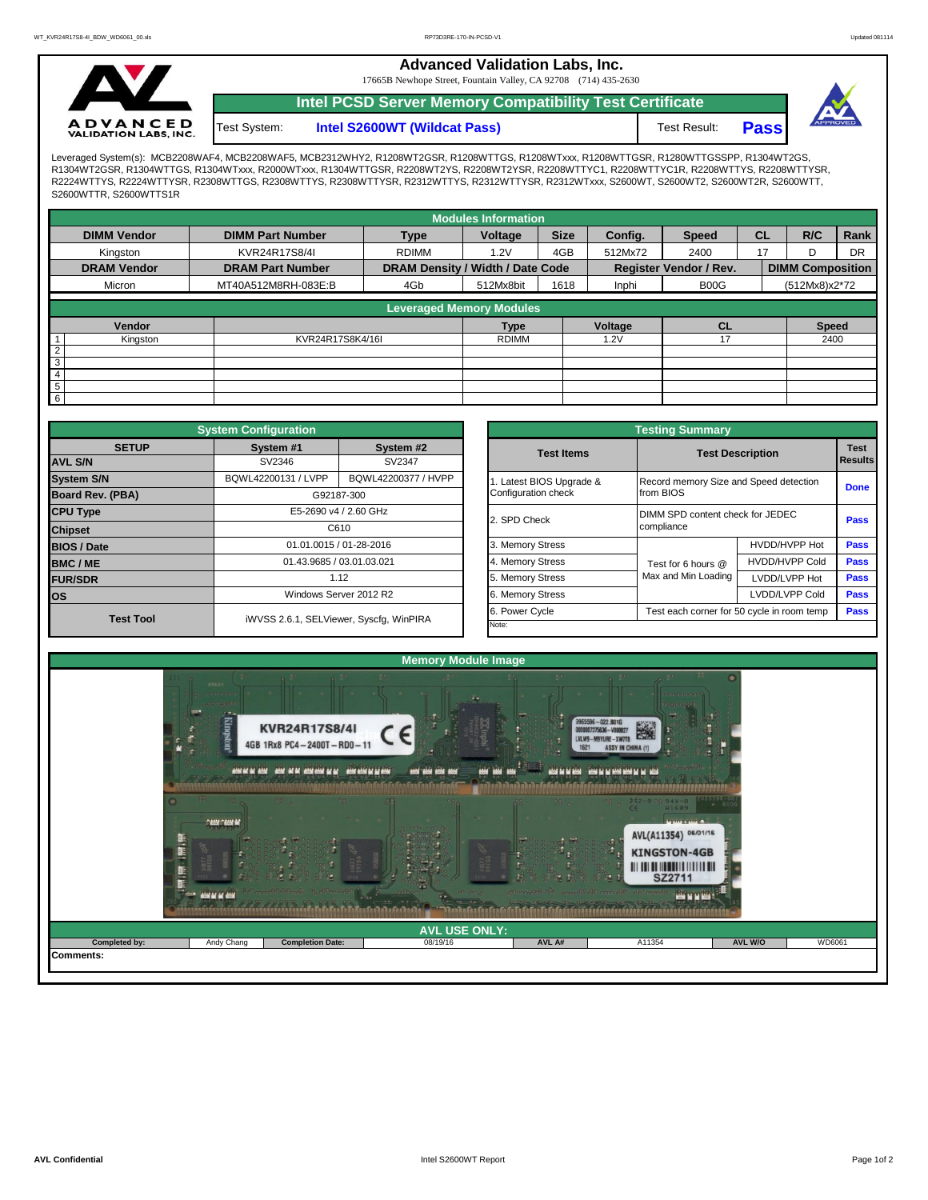# Advanced Validation Labs, Inc.

17665B Newhope Street, Fountain Valley, CA 92708 (714) 435-2630

## Intel PCSD Server Memory Compatibility Test Certificate

Test System: **Intel S2600WT (Wildcat Pass)** Test Result: **Pass**

Leveraged System(s): MCB2208WAF4, MCB2208WAF5, MCB2312WHY2, R1208WT2GSR, R1208WTTGS, R1208WTxxx, R1208WTTGSR, R1280WTTGSSPP, R1304WT2GS, R1304WT2GSR, R1304WTTGS, R1304WTxxx, R2000WTxxx, R1304WTTGSR, R2208WT2YS, R2208WT2YSR, R2208WTTYC1, R2208WTTYC1R, R2208WTTYS, R2208WTTYSR, R2224WTTYS, R2224WTTYSR, R2308WTTGS, R2308WTTYS, R2308WTTYSR, R2312WTTYS, R2312WTTYSR, R2312WTxxx, S2600WT, S2600WT2, S2600WT2R, S2600WTT, S2600WTTR, S2600WTTS1R

### Modules Information

| DIMM Vendor | DIMM Part Number | Type | Voltage | Size | Config. | Speed | CL | R/C | Rank |
|---|---|---|---|---|---|---|---|---|---|
| Kingston | KVR24R17S8/4I | RDIMM | 1.2V | 4GB | 512Mx72 | 2400 | 17 | D | DR |
| **DRAM Vendor** | **DRAM Part Number** | **DRAM Density / Width / Date Code** | | | **Register Vendor / Rev.** | | **DIMM Composition** | | |
| Micron | MT40A512M8RH-083E:B | 4Gb | 512Mx8bit | 1618 | Inphi | B00G | (512Mx8)x2*72 | | |

### Leveraged Memory Modules

| | Vendor | | Type | Voltage | CL | Speed |
|---|---|---|---|---|---|---|
| 1 | Kingston | KVR24R17S8K4/16I | RDIMM | 1.2V | 17 | 2400 |
| 2 | | | | | | |
| 3 | | | | | | |
| 4 | | | | | | |
| 5 | | | | | | |
| 6 | | | | | | |

### System Configuration

| SETUP | System #1 | System #2 |
|---|---|---|
| AVL S/N | SV2346 | SV2347 |
| System S/N | BQWL42200131 / LVPP | BQWL42200377 / HVPP |
| Board Rev. (PBA) | G92187-300 | |
| CPU Type | E5-2690 v4 / 2.60 GHz | |
| Chipset | C610 | |
| BIOS / Date | 01.01.0015 / 01-28-2016 | |
| BMC / ME | 01.43.9685 / 03.01.03.021 | |
| FUR/SDR | 1.12 | |
| OS | Windows Server 2012 R2 | |
| Test Tool | iWVSS 2.6.1, SELViewer, Syscfg, WinPIRA | |

### Testing Summary

| Test Items | Test Description | | Test Results |
|---|---|---|---|
| 1. Latest BIOS Upgrade & Configuration check | Record memory Size and Speed detection from BIOS | | Done |
| 2. SPD Check | DIMM SPD content check for JEDEC compliance | | Pass |
| 3. Memory Stress | Test for 6 hours @ Max and Min Loading | HVDD/HVPP Hot | Pass |
| 4. Memory Stress | | HVDD/HVPP Cold | Pass |
| 5. Memory Stress | | LVDD/LVPP Hot | Pass |
| 6. Memory Stress | | LVDD/LVPP Cold | Pass |
| 6. Power Cycle | Test each corner for 50 cycle in room temp | | Pass |

Note:

### Memory Module Image

### AVL USE ONLY:

| Completed by: | Andy Chang | Completion Date: | 08/19/16 | AVL A# | A11354 | AVL W/O | WD6061 |
|---|---|---|---|---|---|---|---|

Comments: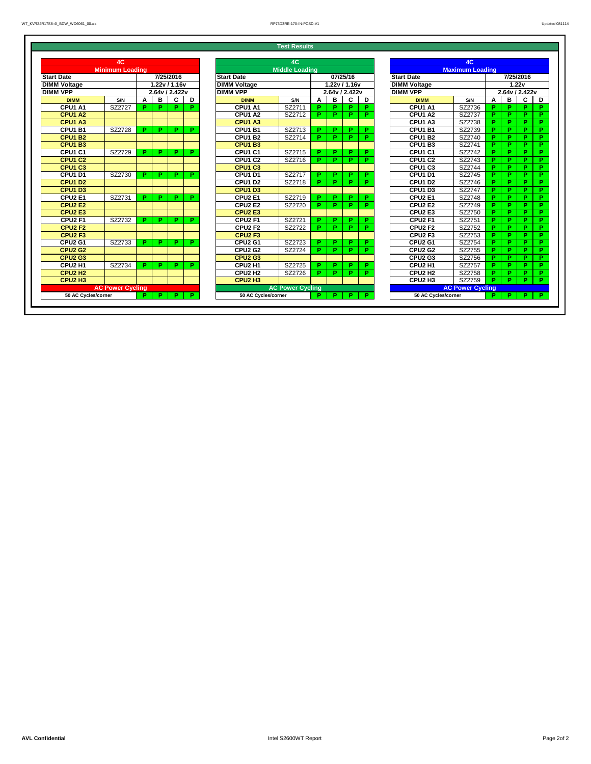## Test Results

### 4C Minimum Loading

| | | | | | |
|---|---|---|---|---|---|
| **Start Date** | | 7/25/2016 | | | |
| **DIMM Voltage** | | 1.22v / 1.16v | | | |
| **DIMM VPP** | | 2.64v / 2.422v | | | |
| **DIMM** | **S/N** | **A** | **B** | **C** | **D** |
| CPU1 A1 | SZ2727 | P | P | P | P |
| CPU1 A2 | | | | | |
| CPU1 A3 | | | | | |
| CPU1 B1 | SZ2728 | P | P | P | P |
| CPU1 B2 | | | | | |
| CPU1 B3 | | | | | |
| CPU1 C1 | SZ2729 | P | P | P | P |
| CPU1 C2 | | | | | |
| CPU1 C3 | | | | | |
| CPU1 D1 | SZ2730 | P | P | P | P |
| CPU1 D2 | | | | | |
| CPU1 D3 | | | | | |
| CPU2 E1 | SZ2731 | P | P | P | P |
| CPU2 E2 | | | | | |
| CPU2 E3 | | | | | |
| CPU2 F1 | SZ2732 | P | P | P | P |
| CPU2 F2 | | | | | |
| CPU2 F3 | | | | | |
| CPU2 G1 | SZ2733 | P | P | P | P |
| CPU2 G2 | | | | | |
| CPU2 G3 | | | | | |
| CPU2 H1 | SZ2734 | P | P | P | P |
| CPU2 H2 | | | | | |
| CPU2 H3 | | | | | |
| **AC Power Cycling** | | | | | |
| 50 AC Cycles/corner | | P | P | P | P |

### 4C Middle Loading

| | | | | | |
|---|---|---|---|---|---|
| **Start Date** | | 07/25/16 | | | |
| **DIMM Voltage** | | 1.22v / 1.16v | | | |
| **DIMM VPP** | | 2.64v / 2.422v | | | |
| **DIMM** | **S/N** | **A** | **B** | **C** | **D** |
| CPU1 A1 | SZ2711 | P | P | P | P |
| CPU1 A2 | SZ2712 | P | P | P | P |
| CPU1 A3 | | | | | |
| CPU1 B1 | SZ2713 | P | P | P | P |
| CPU1 B2 | SZ2714 | P | P | P | P |
| CPU1 B3 | | | | | |
| CPU1 C1 | SZ2715 | P | P | P | P |
| CPU1 C2 | SZ2716 | P | P | P | P |
| CPU1 C3 | | | | | |
| CPU1 D1 | SZ2717 | P | P | P | P |
| CPU1 D2 | SZ2718 | P | P | P | P |
| CPU1 D3 | | | | | |
| CPU2 E1 | SZ2719 | P | P | P | P |
| CPU2 E2 | SZ2720 | P | P | P | P |
| CPU2 E3 | | | | | |
| CPU2 F1 | SZ2721 | P | P | P | P |
| CPU2 F2 | SZ2722 | P | P | P | P |
| CPU2 F3 | | | | | |
| CPU2 G1 | SZ2723 | P | P | P | P |
| CPU2 G2 | SZ2724 | P | P | P | P |
| CPU2 G3 | | | | | |
| CPU2 H1 | SZ2725 | P | P | P | P |
| CPU2 H2 | SZ2726 | P | P | P | P |
| CPU2 H3 | | | | | |
| **AC Power Cycling** | | | | | |
| 50 AC Cycles/corner | | P | P | P | P |

### 4C Maximum Loading

| | | | | | |
|---|---|---|---|---|---|
| **Start Date** | | 7/25/2016 | | | |
| **DIMM Voltage** | | 1.22v | | | |
| **DIMM VPP** | | 2.64v / 2.422v | | | |
| **DIMM** | **S/N** | **A** | **B** | **C** | **D** |
| CPU1 A1 | SZ2736 | P | P | P | P |
| CPU1 A2 | SZ2737 | P | P | P | P |
| CPU1 A3 | SZ2738 | P | P | P | P |
| CPU1 B1 | SZ2739 | P | P | P | P |
| CPU1 B2 | SZ2740 | P | P | P | P |
| CPU1 B3 | SZ2741 | P | P | P | P |
| CPU1 C1 | SZ2742 | P | P | P | P |
| CPU1 C2 | SZ2743 | P | P | P | P |
| CPU1 C3 | SZ2744 | P | P | P | P |
| CPU1 D1 | SZ2745 | P | P | P | P |
| CPU1 D2 | SZ2746 | P | P | P | P |
| CPU1 D3 | SZ2747 | P | P | P | P |
| CPU2 E1 | SZ2748 | P | P | P | P |
| CPU2 E2 | SZ2749 | P | P | P | P |
| CPU2 E3 | SZ2750 | P | P | P | P |
| CPU2 F1 | SZ2751 | P | P | P | P |
| CPU2 F2 | SZ2752 | P | P | P | P |
| CPU2 F3 | SZ2753 | P | P | P | P |
| CPU2 G1 | SZ2754 | P | P | P | P |
| CPU2 G2 | SZ2755 | P | P | P | P |
| CPU2 G3 | SZ2756 | P | P | P | P |
| CPU2 H1 | SZ2757 | P | P | P | P |
| CPU2 H2 | SZ2758 | P | P | P | P |
| CPU2 H3 | SZ2759 | P | P | P | P |
| **AC Power Cycling** | | | | | |
| 50 AC Cycles/corner | | P | P | P | P |